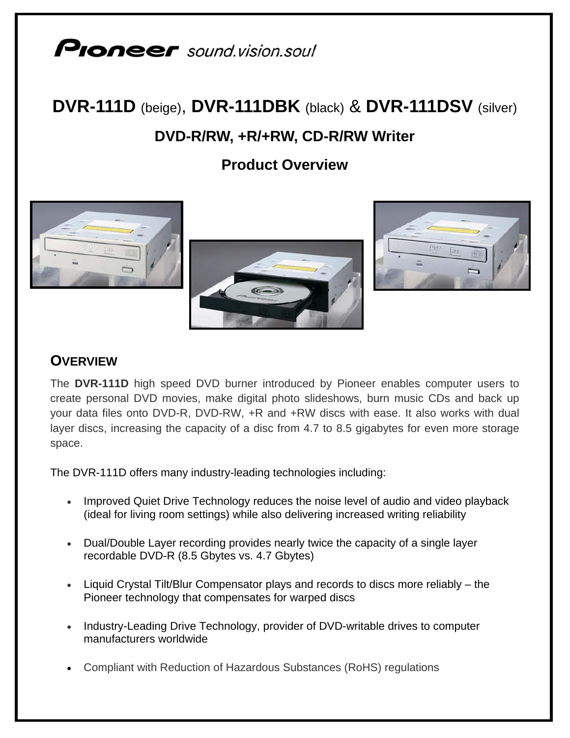Pioneer sound.vision.soul

# DVR-111D (beige), DVR-111DBK (black) & DVR-111DSV (silver)

## DVD-R/RW, +R/+RW, CD-R/RW Writer

## Product Overview

## OVERVIEW

The **DVR-111D** high speed DVD burner introduced by Pioneer enables computer users to create personal DVD movies, make digital photo slideshows, burn music CDs and back up your data files onto DVD-R, DVD-RW, +R and +RW discs with ease. It also works with dual layer discs, increasing the capacity of a disc from 4.7 to 8.5 gigabytes for even more storage space.

The DVR-111D offers many industry-leading technologies including:

- Improved Quiet Drive Technology reduces the noise level of audio and video playback (ideal for living room settings) while also delivering increased writing reliability
- Dual/Double Layer recording provides nearly twice the capacity of a single layer recordable DVD-R (8.5 Gbytes vs. 4.7 Gbytes)
- Liquid Crystal Tilt/Blur Compensator plays and records to discs more reliably – the Pioneer technology that compensates for warped discs
- Industry-Leading Drive Technology, provider of DVD-writable drives to computer manufacturers worldwide
- Compliant with Reduction of Hazardous Substances (RoHS) regulations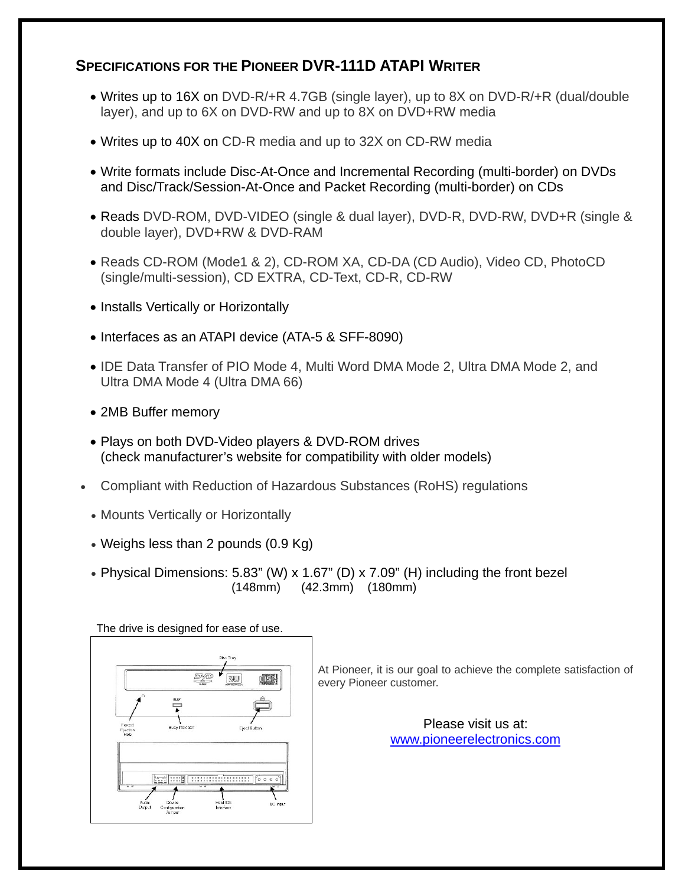## SPECIFICATIONS FOR THE PIONEER DVR-111D ATAPI WRITER

- Writes up to 16X on DVD-R/+R 4.7GB (single layer), up to 8X on DVD-R/+R (dual/double layer), and up to 6X on DVD-RW and up to 8X on DVD+RW media
- Writes up to 40X on CD-R media and up to 32X on CD-RW media
- Write formats include Disc-At-Once and Incremental Recording (multi-border) on DVDs and Disc/Track/Session-At-Once and Packet Recording (multi-border) on CDs
- Reads DVD-ROM, DVD-VIDEO (single & dual layer), DVD-R, DVD-RW, DVD+R (single & double layer), DVD+RW & DVD-RAM
- Reads CD-ROM (Mode1 & 2), CD-ROM XA, CD-DA (CD Audio), Video CD, PhotoCD (single/multi-session), CD EXTRA, CD-Text, CD-R, CD-RW
- Installs Vertically or Horizontally
- Interfaces as an ATAPI device (ATA-5 & SFF-8090)
- IDE Data Transfer of PIO Mode 4, Multi Word DMA Mode 2, Ultra DMA Mode 2, and Ultra DMA Mode 4 (Ultra DMA 66)
- 2MB Buffer memory
- Plays on both DVD-Video players & DVD-ROM drives
  (check manufacturer's website for compatibility with older models)
- Compliant with Reduction of Hazardous Substances (RoHS) regulations
- Mounts Vertically or Horizontally
- Weighs less than 2 pounds (0.9 Kg)
- Physical Dimensions: 5.83" (W) x 1.67" (D) x 7.09" (H) including the front bezel
  (148mm) (42.3mm) (180mm)

The drive is designed for ease of use.

Disc Tray
Forced Ejection Hole
Busy Indicator
Eject Button
Audio Output
Device Configuration Jumper
Host IDE Interface
DC Input

At Pioneer, it is our goal to achieve the complete satisfaction of every Pioneer customer.

Please visit us at:
www.pioneerelectronics.com